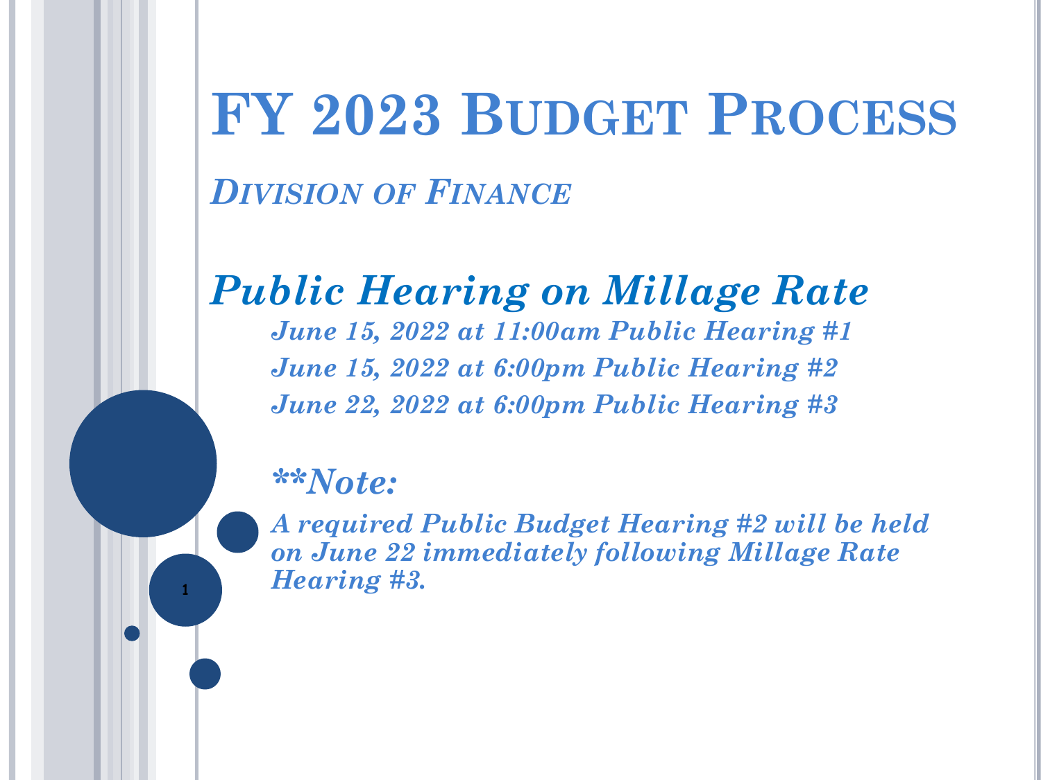# FY 2023 Budget Process

## *Division of Finance*

## *Public Hearing on Millage Rate*

*June 15, 2022 at 11:00am Public Hearing #1*

*June 15, 2022 at 6:00pm Public Hearing #2*

*June 22, 2022 at 6:00pm Public Hearing #3*

***\*\*Note:***

***A required Public Budget Hearing #2 will be held on June 22 immediately following Millage Rate Hearing #3.***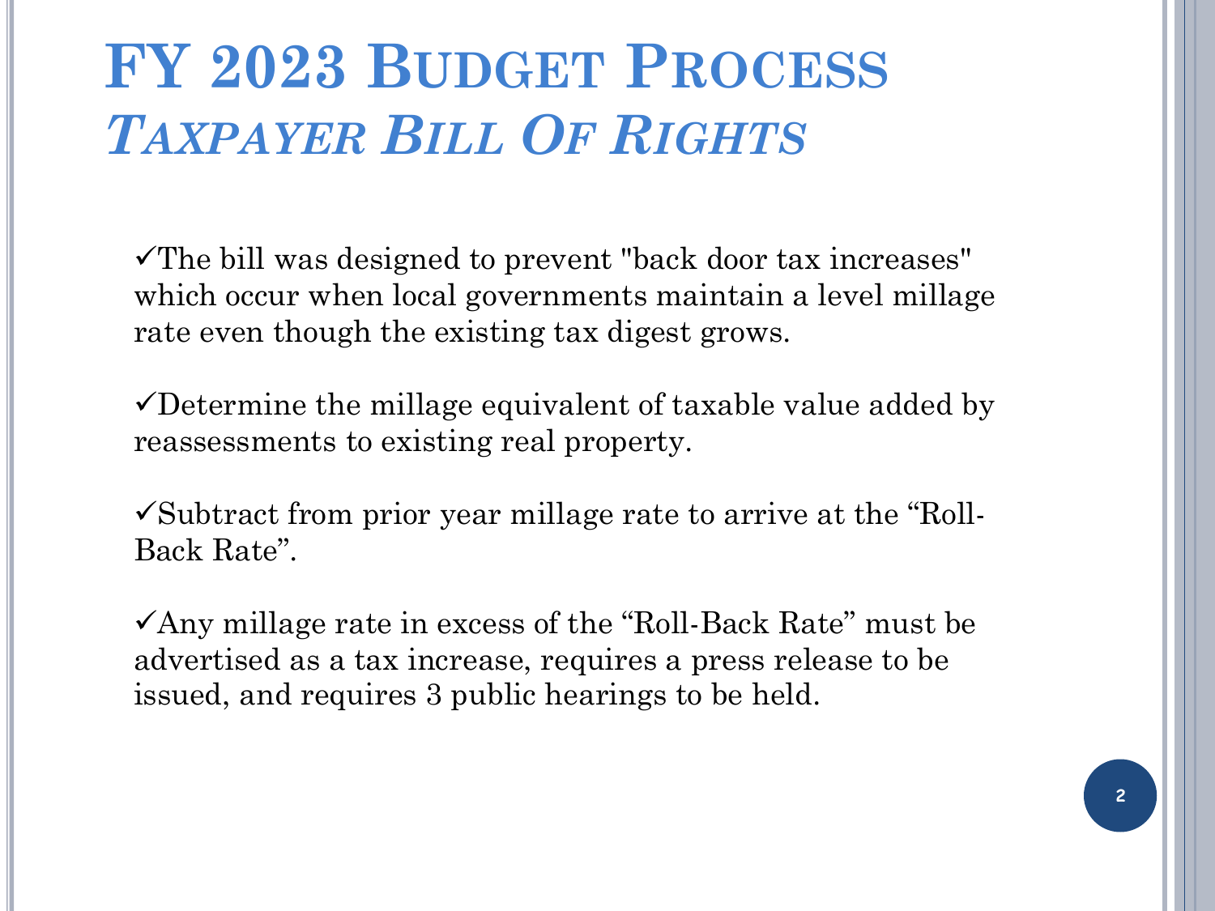# FY 2023 Budget Process

## *Taxpayer Bill Of Rights*

✓The bill was designed to prevent "back door tax increases" which occur when local governments maintain a level millage rate even though the existing tax digest grows.

✓Determine the millage equivalent of taxable value added by reassessments to existing real property.

✓Subtract from prior year millage rate to arrive at the “Roll-Back Rate”.

✓Any millage rate in excess of the “Roll-Back Rate” must be advertised as a tax increase, requires a press release to be issued, and requires 3 public hearings to be held.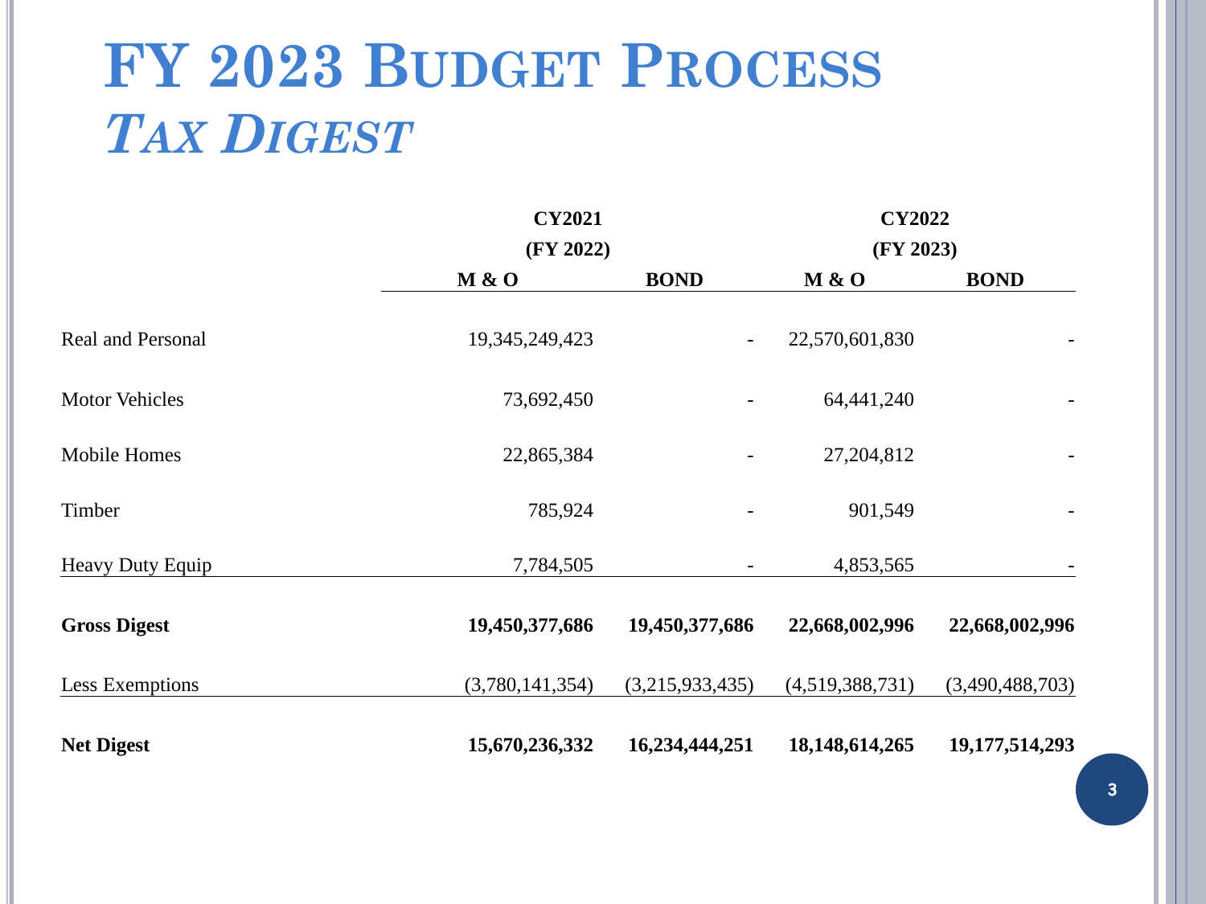# FY 2023 Budget Process

## *Tax Digest*

| | CY2021 (FY 2022) | | CY2022 (FY 2023) | |
|---|---|---|---|---|
| | **M & O** | **BOND** | **M & O** | **BOND** |
| Real and Personal | 19,345,249,423 | - | 22,570,601,830 | - |
| Motor Vehicles | 73,692,450 | - | 64,441,240 | - |
| Mobile Homes | 22,865,384 | - | 27,204,812 | - |
| Timber | 785,924 | - | 901,549 | - |
| Heavy Duty Equip | 7,784,505 | - | 4,853,565 | - |
| **Gross Digest** | **19,450,377,686** | **19,450,377,686** | **22,668,002,996** | **22,668,002,996** |
| Less Exemptions | (3,780,141,354) | (3,215,933,435) | (4,519,388,731) | (3,490,488,703) |
| **Net Digest** | **15,670,236,332** | **16,234,444,251** | **18,148,614,265** | **19,177,514,293** |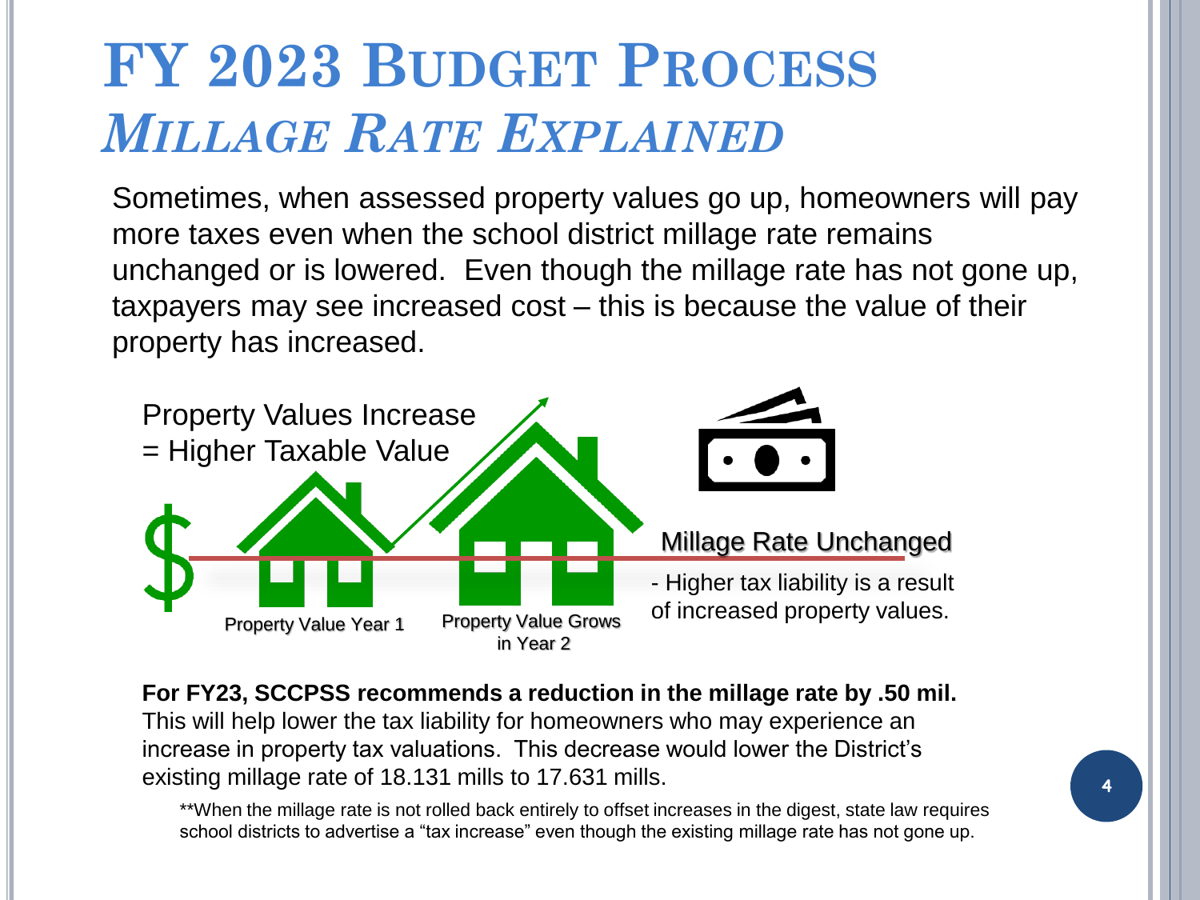# FY 2023 Budget Process

## *Millage Rate Explained*

Sometimes, when assessed property values go up, homeowners will pay more taxes even when the school district millage rate remains unchanged or is lowered. Even though the millage rate has not gone up, taxpayers may see increased cost – this is because the value of their property has increased.

Property Values Increase = Higher Taxable Value

Property Value Year 1

Property Value Grows in Year 2

Millage Rate Unchanged

- Higher tax liability is a result of increased property values.

**For FY23, SCCPSS recommends a reduction in the millage rate by .50 mil.** This will help lower the tax liability for homeowners who may experience an increase in property tax valuations. This decrease would lower the District's existing millage rate of 18.131 mills to 17.631 mills.

**When the millage rate is not rolled back entirely to offset increases in the digest, state law requires school districts to advertise a "tax increase" even though the existing millage rate has not gone up.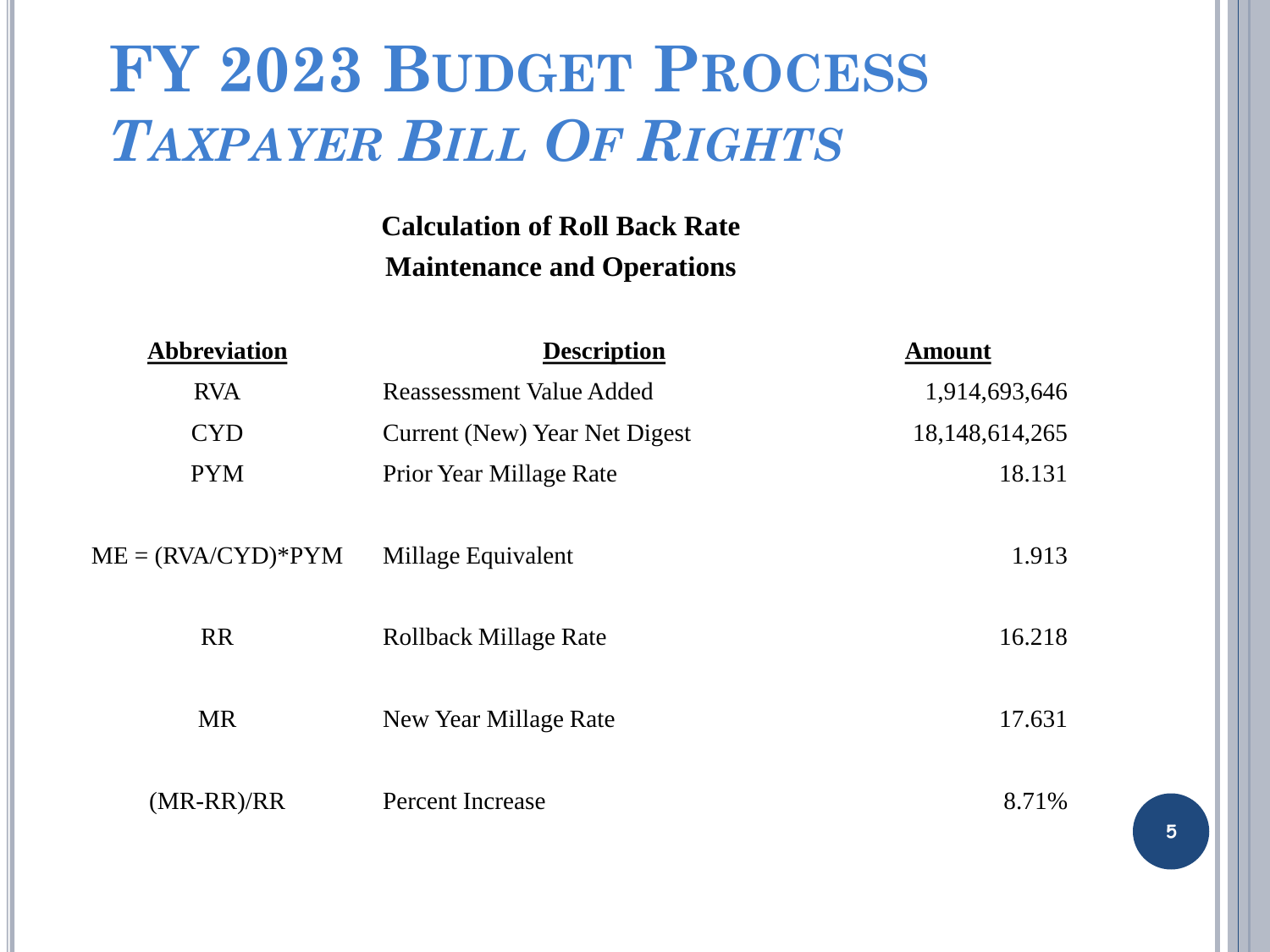# FY 2023 Budget Process
## *Taxpayer Bill Of Rights*

**Calculation of Roll Back Rate**
**Maintenance and Operations**

| Abbreviation | Description | Amount |
|---|---|---|
| RVA | Reassessment Value Added | 1,914,693,646 |
| CYD | Current (New) Year Net Digest | 18,148,614,265 |
| PYM | Prior Year Millage Rate | 18.131 |
| ME = (RVA/CYD)*PYM | Millage Equivalent | 1.913 |
| RR | Rollback Millage Rate | 16.218 |
| MR | New Year Millage Rate | 17.631 |
| (MR-RR)/RR | Percent Increase | 8.71% |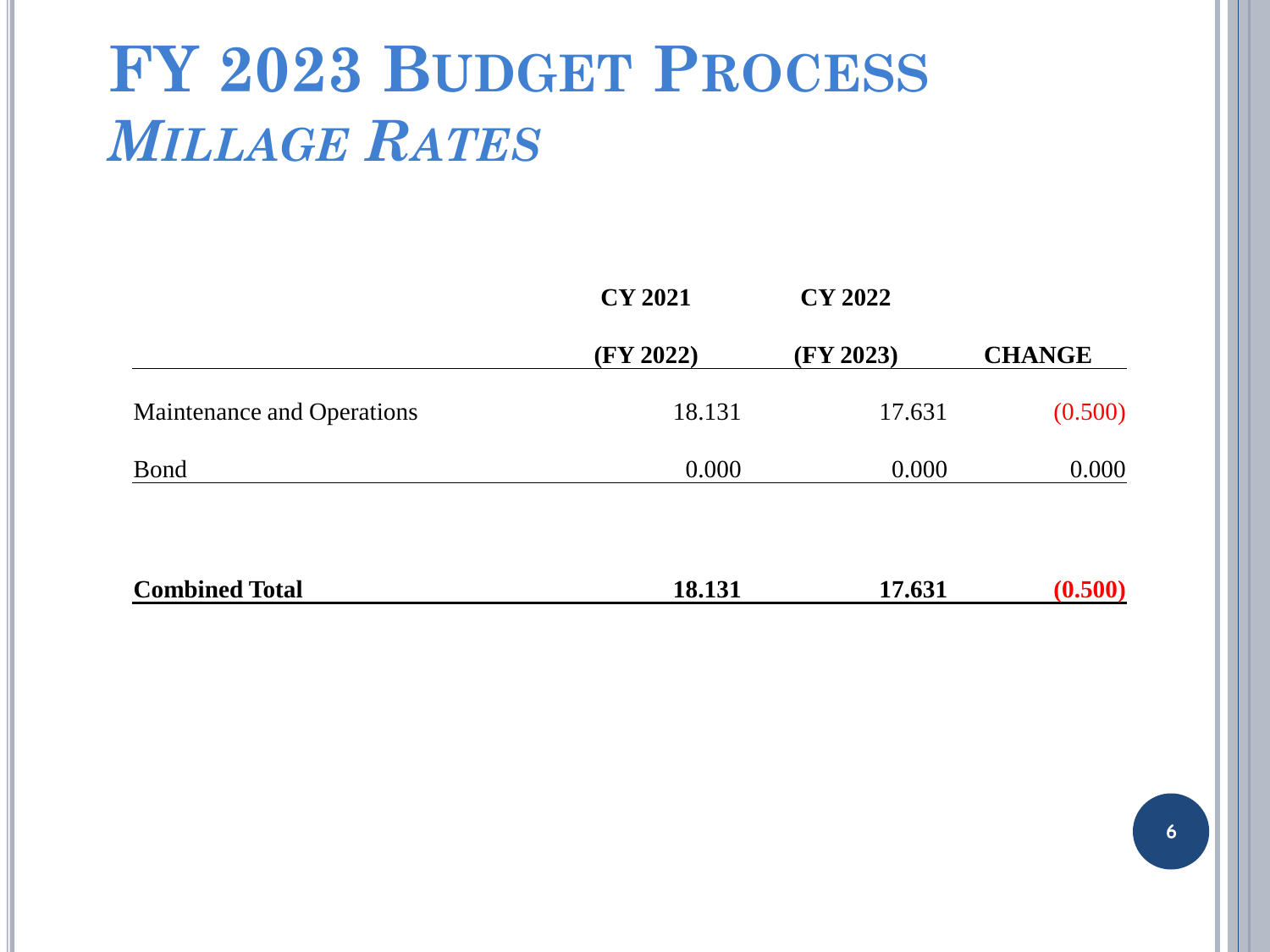# FY 2023 Budget Process

## *Millage Rates*

| | CY 2021<br>(FY 2022) | CY 2022<br>(FY 2023) | CHANGE |
|---|---|---|---|
| Maintenance and Operations | 18.131 | 17.631 | (0.500) |
| Bond | 0.000 | 0.000 | 0.000 |
| **Combined Total** | **18.131** | **17.631** | **(0.500)** |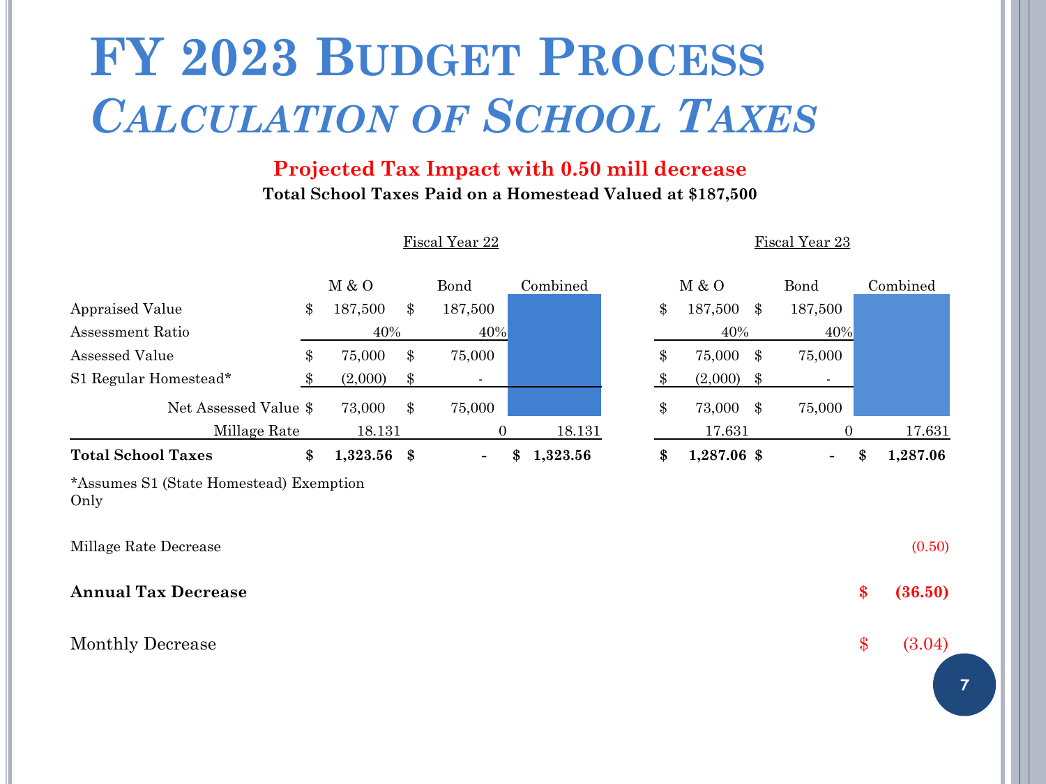# FY 2023 Budget Process
## *Calculation of School Taxes*

**Projected Tax Impact with 0.50 mill decrease**

**Total School Taxes Paid on a Homestead Valued at $187,500**

| | Fiscal Year 22 | | | Fiscal Year 23 | | |
|---|---|---|---|---|---|---|
| | M & O | Bond | Combined | M & O | Bond | Combined |
| Appraised Value | $ 187,500 | $ 187,500 | | $ 187,500 | $ 187,500 | |
| Assessment Ratio | 40% | 40% | | 40% | 40% | |
| Assessed Value | $ 75,000 | $ 75,000 | | $ 75,000 | $ 75,000 | |
| S1 Regular Homestead* | $ (2,000) | $ - | | $ (2,000) | $ - | |
| Net Assessed Value | $ 73,000 | $ 75,000 | | $ 73,000 | $ 75,000 | |
| Millage Rate | 18.131 | 0 | 18.131 | 17.631 | 0 | 17.631 |
| **Total School Taxes** | **$ 1,323.56** | **$ -** | **$ 1,323.56** | **$ 1,287.06** | **$ -** | **$ 1,287.06** |

*Assumes S1 (State Homestead) Exemption Only

| | |
|---|---|
| Millage Rate Decrease | (0.50) |
| **Annual Tax Decrease** | **$ (36.50)** |
| Monthly Decrease | $ (3.04) |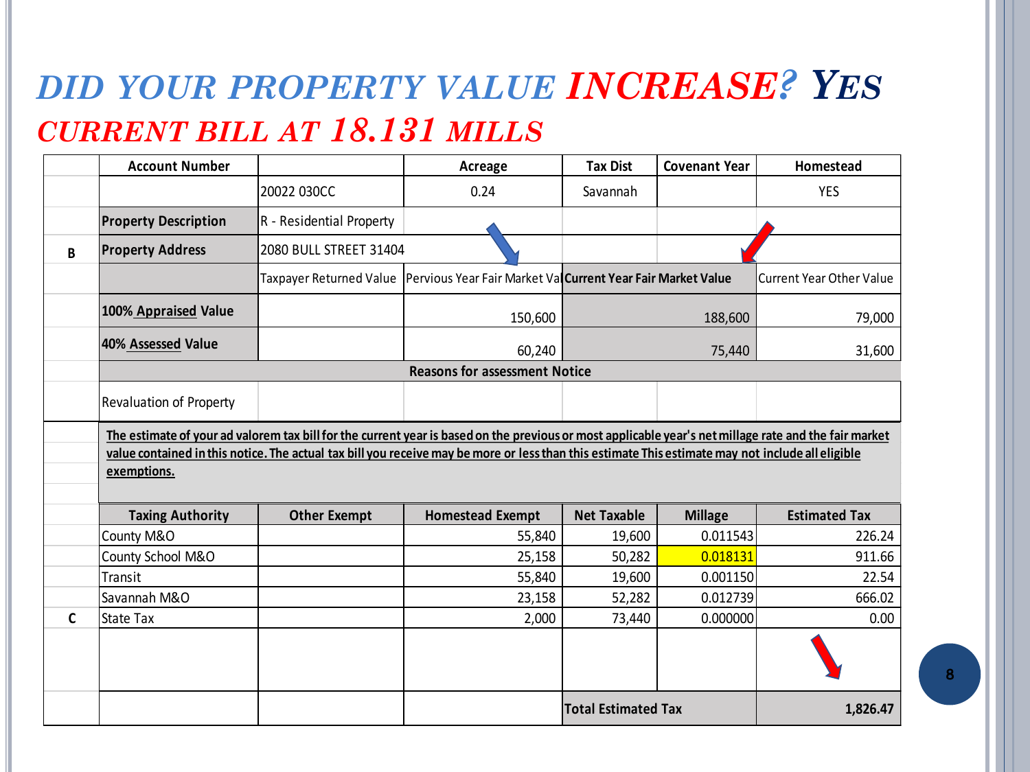# *DID YOUR PROPERTY VALUE INCREASE? YES*

## *CURRENT BILL AT 18.131 MILLS*

| | Account Number | | Acreage | Tax Dist | Covenant Year | Homestead |
|---|---|---|---|---|---|---|
| | | 20022 030CC | 0.24 | Savannah | | YES |
| | **Property Description** | R - Residential Property | | | | |
| B | **Property Address** | 2080 BULL STREET 31404 | | | | |
| | | Taxpayer Returned Value | Pervious Year Fair Market Val | **Current Year Fair Market Value** | | Current Year Other Value |
| | **100% Appraised Value** | | 150,600 | | 188,600 | 79,000 |
| | **40% Assessed Value** | | 60,240 | | 75,440 | 31,600 |
| | **Reasons for assessment Notice** | | | | | |
| | Revaluation of Property | | | | | |

**The estimate of your ad valorem tax bill for the current year is based on the previous or most applicable year's net millage rate and the fair market value contained in this notice. The actual tax bill you receive may be more or less than this estimate This estimate may not include all eligible exemptions.**

| | Taxing Authority | Other Exempt | Homestead Exempt | Net Taxable | Millage | Estimated Tax |
|---|---|---|---|---|---|---|
| | County M&O | | 55,840 | 19,600 | 0.011543 | 226.24 |
| | County School M&O | | 25,158 | 50,282 | 0.018131 | 911.66 |
| | Transit | | 55,840 | 19,600 | 0.001150 | 22.54 |
| | Savannah M&O | | 23,158 | 52,282 | 0.012739 | 666.02 |
| C | State Tax | | 2,000 | 73,440 | 0.000000 | 0.00 |
| | | | | | | |
| | | | | **Total Estimated Tax** | | **1,826.47** |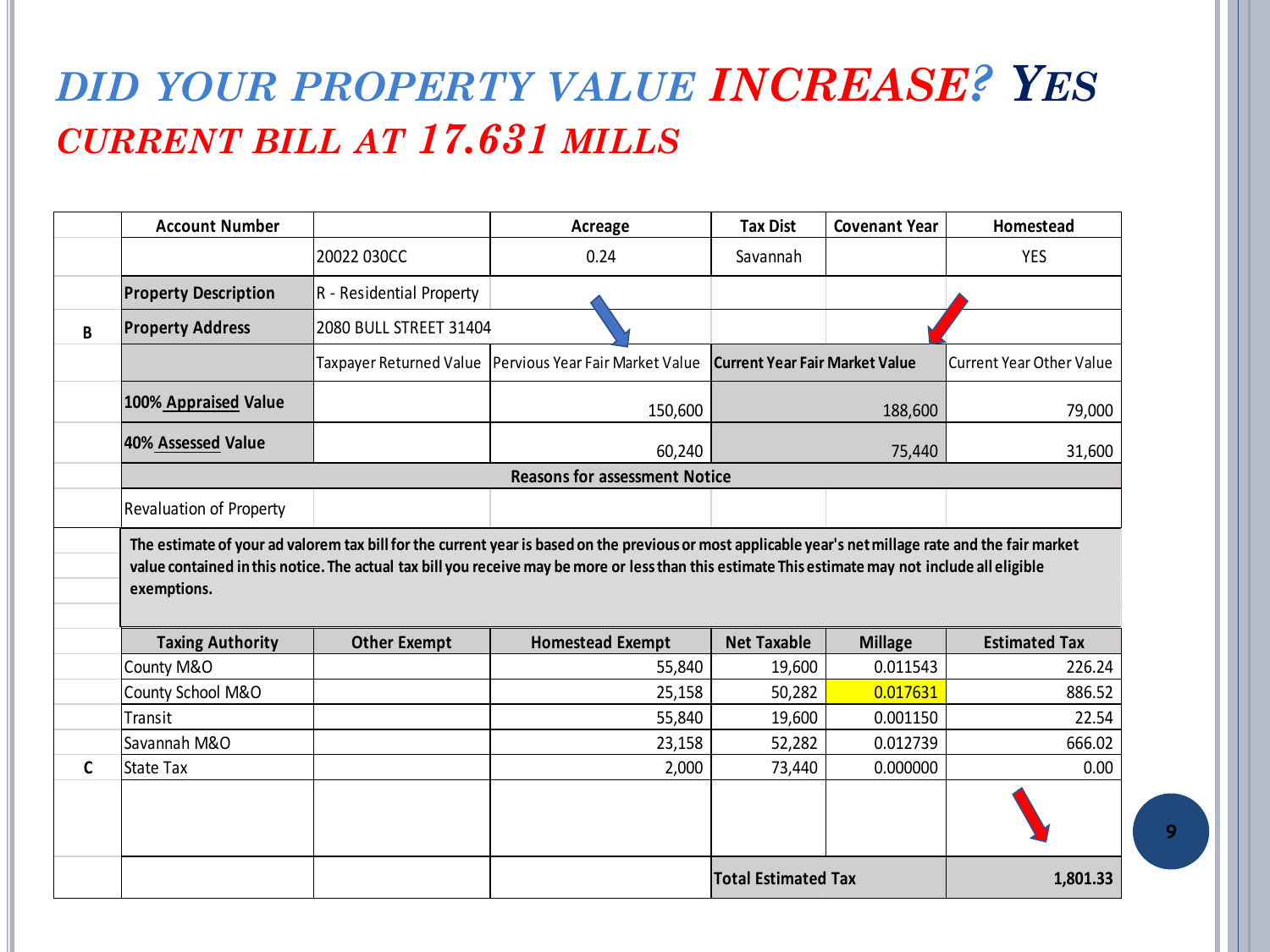# *DID YOUR PROPERTY VALUE INCREASE? YES*

## *CURRENT BILL AT 17.631 MILLS*

| | Account Number | | Acreage | Tax Dist | Covenant Year | Homestead |
|---|---|---|---|---|---|---|
| | | 20022 030CC | 0.24 | Savannah | | YES |
| | **Property Description** | R - Residential Property | | | | |
| B | **Property Address** | 2080 BULL STREET 31404 | | | | |
| | | Taxpayer Returned Value | Pervious Year Fair Market Value | **Current Year Fair Market Value** | | Current Year Other Value |
| | **100% Appraised Value** | | 150,600 | | 188,600 | 79,000 |
| | **40% Assessed Value** | | 60,240 | | 75,440 | 31,600 |
| | **Reasons for assessment Notice** | | | | | |
| | Revaluation of Property | | | | | |

**The estimate of your ad valorem tax bill for the current year is based on the previous or most applicable year's net millage rate and the fair market value contained in this notice. The actual tax bill you receive may be more or less than this estimate This estimate may not include all eligible exemptions.**

| | Taxing Authority | Other Exempt | Homestead Exempt | Net Taxable | Millage | Estimated Tax |
|---|---|---|---|---|---|---|
| | County M&O | | 55,840 | 19,600 | 0.011543 | 226.24 |
| | County School M&O | | 25,158 | 50,282 | 0.017631 | 886.52 |
| | Transit | | 55,840 | 19,600 | 0.001150 | 22.54 |
| | Savannah M&O | | 23,158 | 52,282 | 0.012739 | 666.02 |
| C | State Tax | | 2,000 | 73,440 | 0.000000 | 0.00 |
| | | | | | | |
| | | | | **Total Estimated Tax** | | **1,801.33** |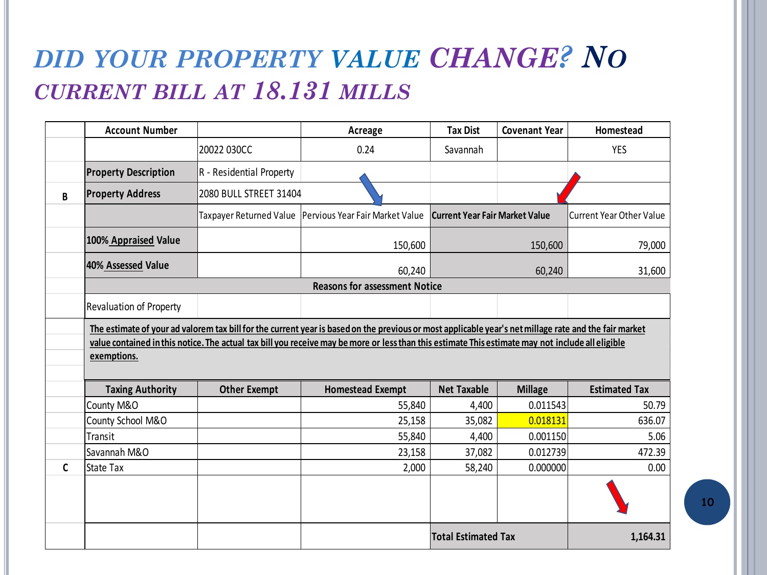# DID YOUR PROPERTY VALUE CHANGE? NO

## CURRENT BILL AT 18.131 MILLS

| | Account Number | | Acreage | Tax Dist | Covenant Year | Homestead |
|---|---|---|---|---|---|---|
| | | 20022 030CC | 0.24 | Savannah | | YES |
| | **Property Description** | R - Residential Property | | | | |
| B | **Property Address** | 2080 BULL STREET 31404 | | | | |
| | | Taxpayer Returned Value | Pervious Year Fair Market Value | **Current Year Fair Market Value** | | Current Year Other Value |
| | **100% Appraised Value** | | 150,600 | 150,600 | | 79,000 |
| | **40% Assessed Value** | | 60,240 | 60,240 | | 31,600 |
| | **Reasons for assessment Notice** | | | | | |
| | Revaluation of Property | | | | | |

**The estimate of your ad valorem tax bill for the current year is based on the previous or most applicable year's net millage rate and the fair market value contained in this notice. The actual tax bill you receive may be more or less than this estimate This estimate may not include all eligible exemptions.**

| | Taxing Authority | Other Exempt | Homestead Exempt | Net Taxable | Millage | Estimated Tax |
|---|---|---|---|---|---|---|
| | County M&O | | 55,840 | 4,400 | 0.011543 | 50.79 |
| | County School M&O | | 25,158 | 35,082 | 0.018131 | 636.07 |
| | Transit | | 55,840 | 4,400 | 0.001150 | 5.06 |
| | Savannah M&O | | 23,158 | 37,082 | 0.012739 | 472.39 |
| C | State Tax | | 2,000 | 58,240 | 0.000000 | 0.00 |
| | | | | | | |
| | | | | **Total Estimated Tax** | | **1,164.31** |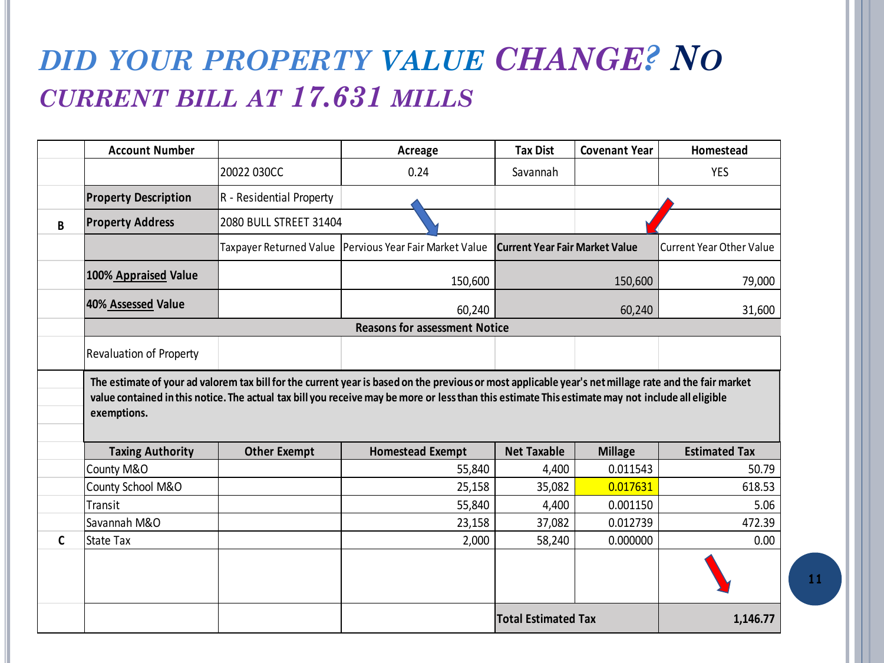# *DID YOUR PROPERTY VALUE CHANGE? NO*

## *CURRENT BILL AT 17.631 MILLS*

| | Account Number | | Acreage | Tax Dist | Covenant Year | Homestead |
|---|---|---|---|---|---|---|
| | | 20022 030CC | 0.24 | Savannah | | YES |
| | **Property Description** | R - Residential Property | | | | |
| **B** | **Property Address** | 2080 BULL STREET 31404 | | | | |
| | | Taxpayer Returned Value | Pervious Year Fair Market Value | **Current Year Fair Market Value** | | Current Year Other Value |
| | **100% Appraised Value** | | 150,600 | | 150,600 | 79,000 |
| | **40% Assessed Value** | | 60,240 | | 60,240 | 31,600 |
| | **Reasons for assessment Notice** | | | | | |
| | Revaluation of Property | | | | | |

**The estimate of your ad valorem tax bill for the current year is based on the previous or most applicable year's net millage rate and the fair market value contained in this notice. The actual tax bill you receive may be more or less than this estimate This estimate may not include all eligible exemptions.**

| | Taxing Authority | Other Exempt | Homestead Exempt | Net Taxable | Millage | Estimated Tax |
|---|---|---|---|---|---|---|
| | County M&O | | 55,840 | 4,400 | 0.011543 | 50.79 |
| | County School M&O | | 25,158 | 35,082 | 0.017631 | 618.53 |
| | Transit | | 55,840 | 4,400 | 0.001150 | 5.06 |
| | Savannah M&O | | 23,158 | 37,082 | 0.012739 | 472.39 |
| **C** | State Tax | | 2,000 | 58,240 | 0.000000 | 0.00 |
| | | | | | | |
| | | | | **Total Estimated Tax** | | **1,146.77** |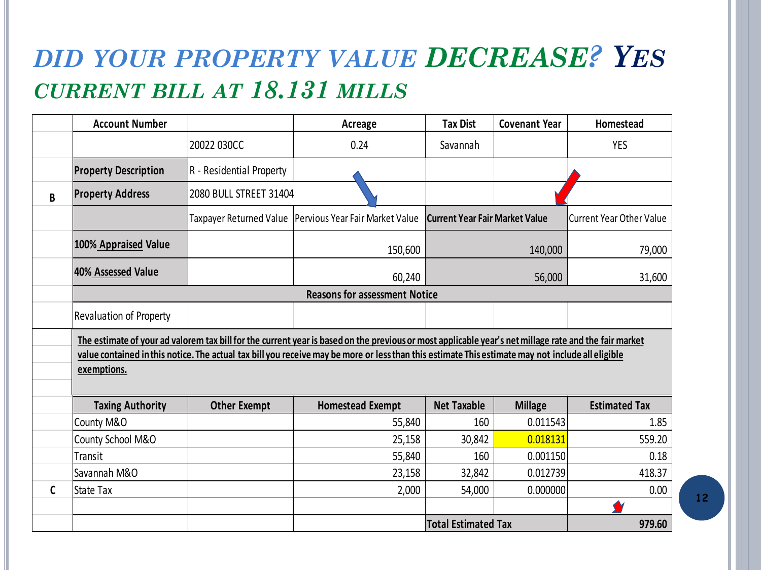# *DID YOUR PROPERTY VALUE* ***DECREASE? YES***

## *CURRENT BILL AT 18.131 MILLS*

| | Account Number | | Acreage | Tax Dist | Covenant Year | Homestead |
|---|---|---|---|---|---|---|
| | | 20022 030CC | 0.24 | Savannah | | YES |
| | **Property Description** | R - Residential Property | | | | |
| B | **Property Address** | 2080 BULL STREET 31404 | | | | |
| | | Taxpayer Returned Value | Pervious Year Fair Market Value | **Current Year Fair Market Value** | | Current Year Other Value |
| | **100% Appraised Value** | | 150,600 | | 140,000 | 79,000 |
| | **40% Assessed Value** | | 60,240 | | 56,000 | 31,600 |
| | **Reasons for assessment Notice** | | | | | |
| | Revaluation of Property | | | | | |

**The estimate of your ad valorem tax bill for the current year is based on the previous or most applicable year's net millage rate and the fair market value contained in this notice. The actual tax bill you receive may be more or less than this estimate This estimate may not include all eligible exemptions.**

| | Taxing Authority | Other Exempt | Homestead Exempt | Net Taxable | Millage | Estimated Tax |
|---|---|---|---|---|---|---|
| | County M&O | | 55,840 | 160 | 0.011543 | 1.85 |
| | County School M&O | | 25,158 | 30,842 | 0.018131 | 559.20 |
| | Transit | | 55,840 | 160 | 0.001150 | 0.18 |
| | Savannah M&O | | 23,158 | 32,842 | 0.012739 | 418.37 |
| C | State Tax | | 2,000 | 54,000 | 0.000000 | 0.00 |
| | | | | | | |
| | | | | **Total Estimated Tax** | | **979.60** |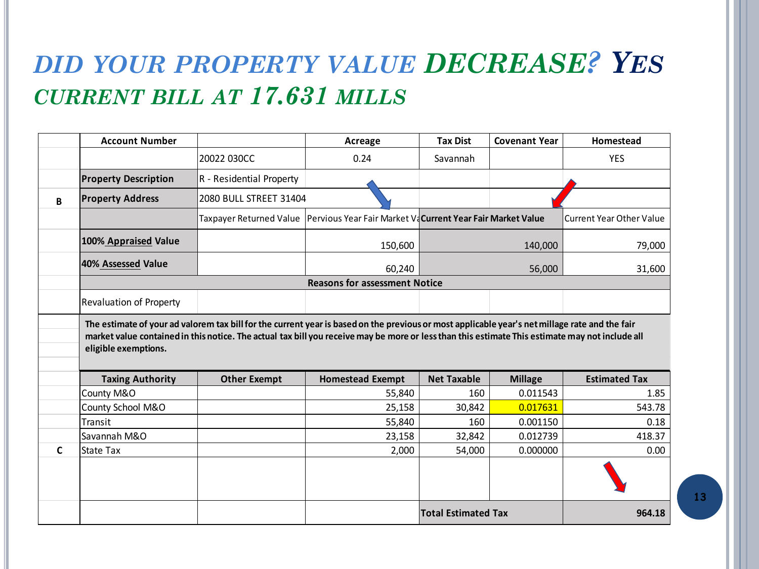# *DID YOUR PROPERTY VALUE* ***DECREASE? YES***

## *CURRENT BILL AT 17.631 MILLS*

| | Account Number | | Acreage | Tax Dist | Covenant Year | Homestead |
|---|---|---|---|---|---|---|
| | | 20022 030CC | 0.24 | Savannah | | YES |
| | **Property Description** | R - Residential Property | | | | |
| B | **Property Address** | 2080 BULL STREET 31404 | | | | |
| | | Taxpayer Returned Value | Pervious Year Fair Market Va | **Current Year Fair Market Value** | | Current Year Other Value |
| | **100% Appraised Value** | | 150,600 | | 140,000 | 79,000 |
| | **40% Assessed Value** | | 60,240 | | 56,000 | 31,600 |
| | **Reasons for assessment Notice** | | | | | |
| | Revaluation of Property | | | | | |

**The estimate of your ad valorem tax bill for the current year is based on the previous or most applicable year's net millage rate and the fair market value contained in this notice. The actual tax bill you receive may be more or less than this estimate This estimate may not include all eligible exemptions.**

| | Taxing Authority | Other Exempt | Homestead Exempt | Net Taxable | Millage | Estimated Tax |
|---|---|---|---|---|---|---|
| | County M&O | | 55,840 | 160 | 0.011543 | 1.85 |
| | County School M&O | | 25,158 | 30,842 | 0.017631 | 543.78 |
| | Transit | | 55,840 | 160 | 0.001150 | 0.18 |
| | Savannah M&O | | 23,158 | 32,842 | 0.012739 | 418.37 |
| C | State Tax | | 2,000 | 54,000 | 0.000000 | 0.00 |
| | | | | | | |
| | | | | **Total Estimated Tax** | | **964.18** |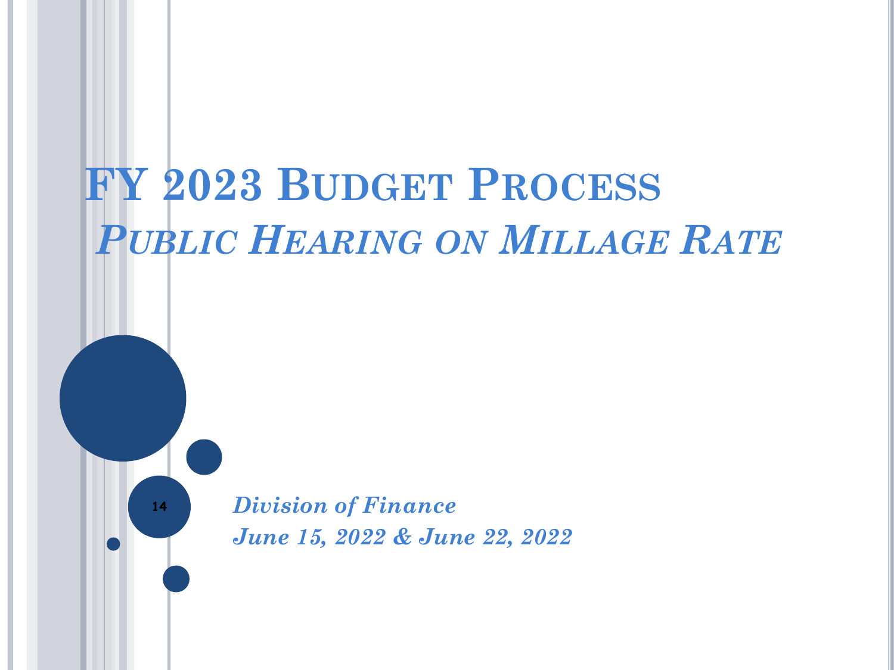# FY 2023 Budget Process

## *Public Hearing on Millage Rate*

*Division of Finance*

*June 15, 2022 & June 22, 2022*